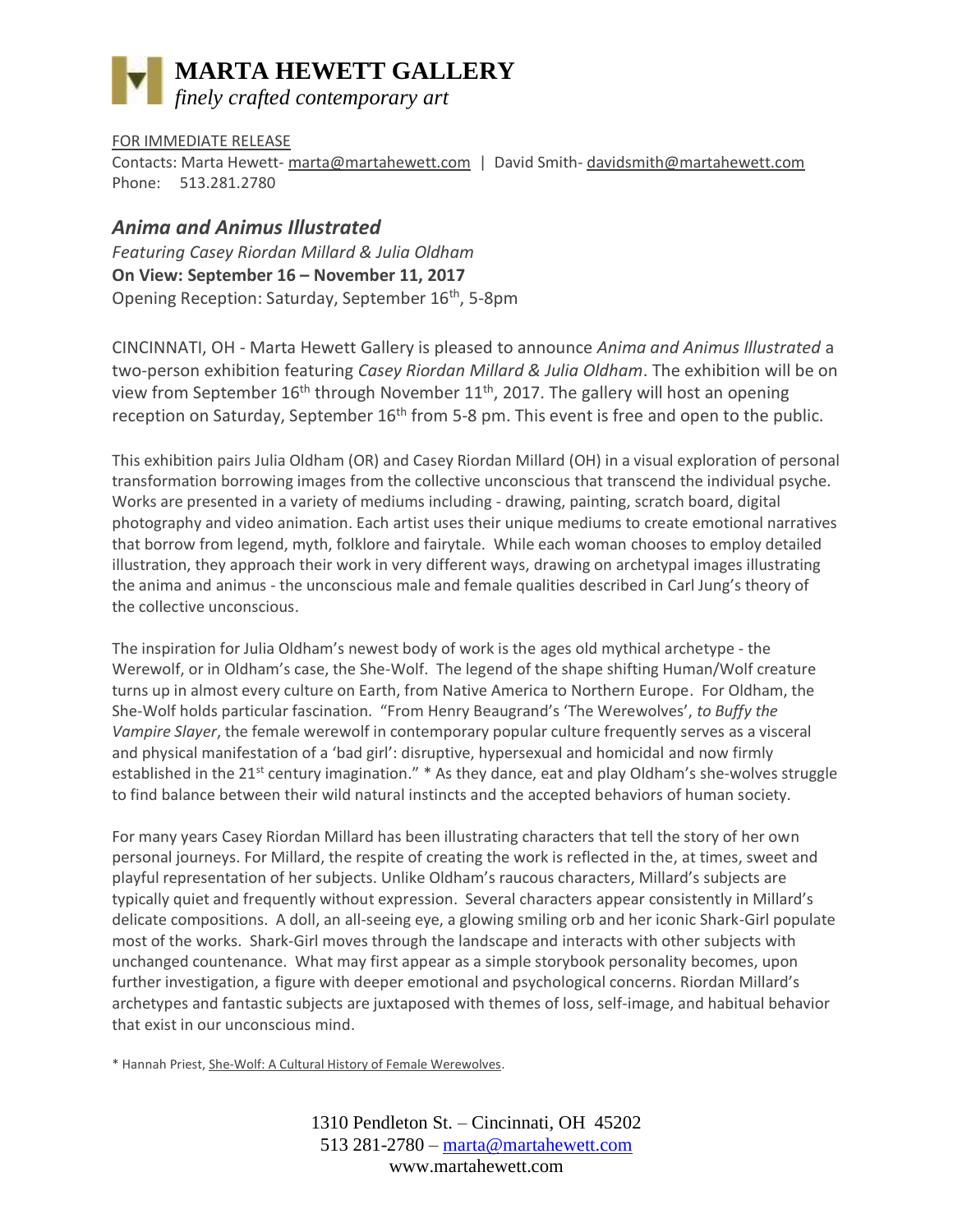# MARTA HEWETT GALLERY

*finely crafted contemporary art*

FOR IMMEDIATE RELEASE

Contacts: Marta Hewett- marta@martahewett.com | David Smith- davidsmith@martahewett.com

Phone: 513.281.2780

## *Anima and Animus Illustrated*

*Featuring Casey Riordan Millard & Julia Oldham*

**On View: September 16 – November 11, 2017**

Opening Reception: Saturday, September 16th, 5-8pm

CINCINNATI, OH - Marta Hewett Gallery is pleased to announce *Anima and Animus Illustrated* a two-person exhibition featuring *Casey Riordan Millard & Julia Oldham*. The exhibition will be on view from September 16th through November 11th, 2017. The gallery will host an opening reception on Saturday, September 16th from 5-8 pm. This event is free and open to the public.

This exhibition pairs Julia Oldham (OR) and Casey Riordan Millard (OH) in a visual exploration of personal transformation borrowing images from the collective unconscious that transcend the individual psyche. Works are presented in a variety of mediums including - drawing, painting, scratch board, digital photography and video animation. Each artist uses their unique mediums to create emotional narratives that borrow from legend, myth, folklore and fairytale. While each woman chooses to employ detailed illustration, they approach their work in very different ways, drawing on archetypal images illustrating the anima and animus - the unconscious male and female qualities described in Carl Jung's theory of the collective unconscious.

The inspiration for Julia Oldham's newest body of work is the ages old mythical archetype - the Werewolf, or in Oldham's case, the She-Wolf. The legend of the shape shifting Human/Wolf creature turns up in almost every culture on Earth, from Native America to Northern Europe. For Oldham, the She-Wolf holds particular fascination. "From Henry Beaugrand's 'The Werewolves', *to Buffy the Vampire Slayer*, the female werewolf in contemporary popular culture frequently serves as a visceral and physical manifestation of a 'bad girl': disruptive, hypersexual and homicidal and now firmly established in the 21st century imagination." * As they dance, eat and play Oldham's she-wolves struggle to find balance between their wild natural instincts and the accepted behaviors of human society.

For many years Casey Riordan Millard has been illustrating characters that tell the story of her own personal journeys. For Millard, the respite of creating the work is reflected in the, at times, sweet and playful representation of her subjects. Unlike Oldham's raucous characters, Millard's subjects are typically quiet and frequently without expression. Several characters appear consistently in Millard's delicate compositions. A doll, an all-seeing eye, a glowing smiling orb and her iconic Shark-Girl populate most of the works. Shark-Girl moves through the landscape and interacts with other subjects with unchanged countenance. What may first appear as a simple storybook personality becomes, upon further investigation, a figure with deeper emotional and psychological concerns. Riordan Millard's archetypes and fantastic subjects are juxtaposed with themes of loss, self-image, and habitual behavior that exist in our unconscious mind.

\* Hannah Priest, She-Wolf: A Cultural History of Female Werewolves.

1310 Pendleton St. – Cincinnati, OH 45202
513 281-2780 – marta@martahewett.com
www.martahewett.com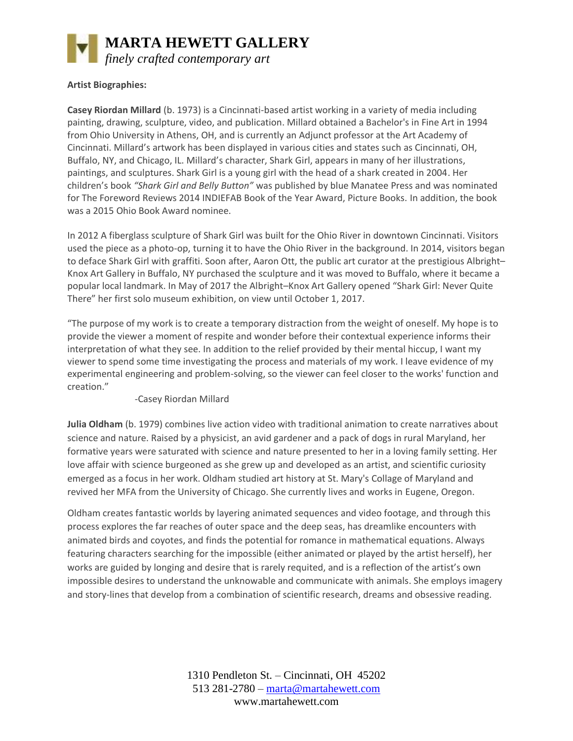# MARTA HEWETT GALLERY

*finely crafted contemporary art*

**Artist Biographies:**

**Casey Riordan Millard** (b. 1973) is a Cincinnati-based artist working in a variety of media including painting, drawing, sculpture, video, and publication. Millard obtained a Bachelor's in Fine Art in 1994 from Ohio University in Athens, OH, and is currently an Adjunct professor at the Art Academy of Cincinnati. Millard's artwork has been displayed in various cities and states such as Cincinnati, OH, Buffalo, NY, and Chicago, IL. Millard's character, Shark Girl, appears in many of her illustrations, paintings, and sculptures. Shark Girl is a young girl with the head of a shark created in 2004. Her children's book *"Shark Girl and Belly Button"* was published by blue Manatee Press and was nominated for The Foreword Reviews 2014 INDIEFAB Book of the Year Award, Picture Books. In addition, the book was a 2015 Ohio Book Award nominee.

In 2012 A fiberglass sculpture of Shark Girl was built for the Ohio River in downtown Cincinnati. Visitors used the piece as a photo-op, turning it to have the Ohio River in the background. In 2014, visitors began to deface Shark Girl with graffiti. Soon after, Aaron Ott, the public art curator at the prestigious Albright–Knox Art Gallery in Buffalo, NY purchased the sculpture and it was moved to Buffalo, where it became a popular local landmark. In May of 2017 the Albright–Knox Art Gallery opened "Shark Girl: Never Quite There" her first solo museum exhibition, on view until October 1, 2017.

"The purpose of my work is to create a temporary distraction from the weight of oneself. My hope is to provide the viewer a moment of respite and wonder before their contextual experience informs their interpretation of what they see. In addition to the relief provided by their mental hiccup, I want my viewer to spend some time investigating the process and materials of my work. I leave evidence of my experimental engineering and problem-solving, so the viewer can feel closer to the works' function and creation."

-Casey Riordan Millard

**Julia Oldham** (b. 1979) combines live action video with traditional animation to create narratives about science and nature. Raised by a physicist, an avid gardener and a pack of dogs in rural Maryland, her formative years were saturated with science and nature presented to her in a loving family setting. Her love affair with science burgeoned as she grew up and developed as an artist, and scientific curiosity emerged as a focus in her work. Oldham studied art history at St. Mary's Collage of Maryland and revived her MFA from the University of Chicago. She currently lives and works in Eugene, Oregon.

Oldham creates fantastic worlds by layering animated sequences and video footage, and through this process explores the far reaches of outer space and the deep seas, has dreamlike encounters with animated birds and coyotes, and finds the potential for romance in mathematical equations. Always featuring characters searching for the impossible (either animated or played by the artist herself), her works are guided by longing and desire that is rarely requited, and is a reflection of the artist's own impossible desires to understand the unknowable and communicate with animals. She employs imagery and story-lines that develop from a combination of scientific research, dreams and obsessive reading.

1310 Pendleton St. – Cincinnati, OH 45202
513 281-2780 – marta@martahewett.com
www.martahewett.com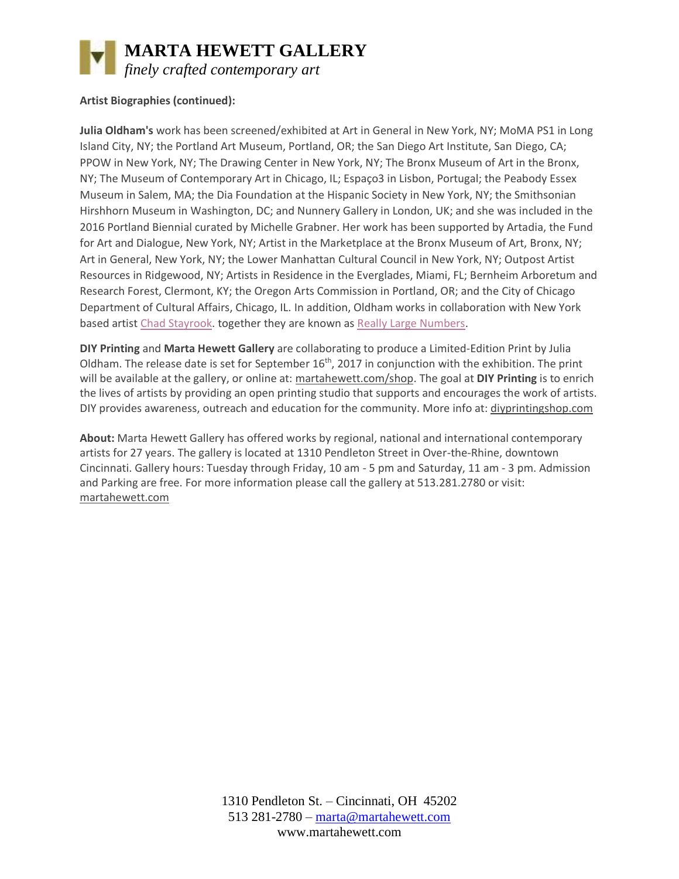# MARTA HEWETT GALLERY

*finely crafted contemporary art*

**Artist Biographies (continued):**

**Julia Oldham's** work has been screened/exhibited at Art in General in New York, NY; MoMA PS1 in Long Island City, NY; the Portland Art Museum, Portland, OR; the San Diego Art Institute, San Diego, CA; PPOW in New York, NY; The Drawing Center in New York, NY; The Bronx Museum of Art in the Bronx, NY; The Museum of Contemporary Art in Chicago, IL; Espaço3 in Lisbon, Portugal; the Peabody Essex Museum in Salem, MA; the Dia Foundation at the Hispanic Society in New York, NY; the Smithsonian Hirshhorn Museum in Washington, DC; and Nunnery Gallery in London, UK; and she was included in the 2016 Portland Biennial curated by Michelle Grabner. Her work has been supported by Artadia, the Fund for Art and Dialogue, New York, NY; Artist in the Marketplace at the Bronx Museum of Art, Bronx, NY; Art in General, New York, NY; the Lower Manhattan Cultural Council in New York, NY; Outpost Artist Resources in Ridgewood, NY; Artists in Residence in the Everglades, Miami, FL; Bernheim Arboretum and Research Forest, Clermont, KY; the Oregon Arts Commission in Portland, OR; and the City of Chicago Department of Cultural Affairs, Chicago, IL. In addition, Oldham works in collaboration with New York based artist Chad Stayrook. together they are known as Really Large Numbers.

**DIY Printing** and **Marta Hewett Gallery** are collaborating to produce a Limited-Edition Print by Julia Oldham. The release date is set for September 16th, 2017 in conjunction with the exhibition. The print will be available at the gallery, or online at: martahewett.com/shop. The goal at **DIY Printing** is to enrich the lives of artists by providing an open printing studio that supports and encourages the work of artists. DIY provides awareness, outreach and education for the community. More info at: diyprintingshop.com

**About:** Marta Hewett Gallery has offered works by regional, national and international contemporary artists for 27 years. The gallery is located at 1310 Pendleton Street in Over-the-Rhine, downtown Cincinnati. Gallery hours: Tuesday through Friday, 10 am - 5 pm and Saturday, 11 am - 3 pm. Admission and Parking are free. For more information please call the gallery at 513.281.2780 or visit: martahewett.com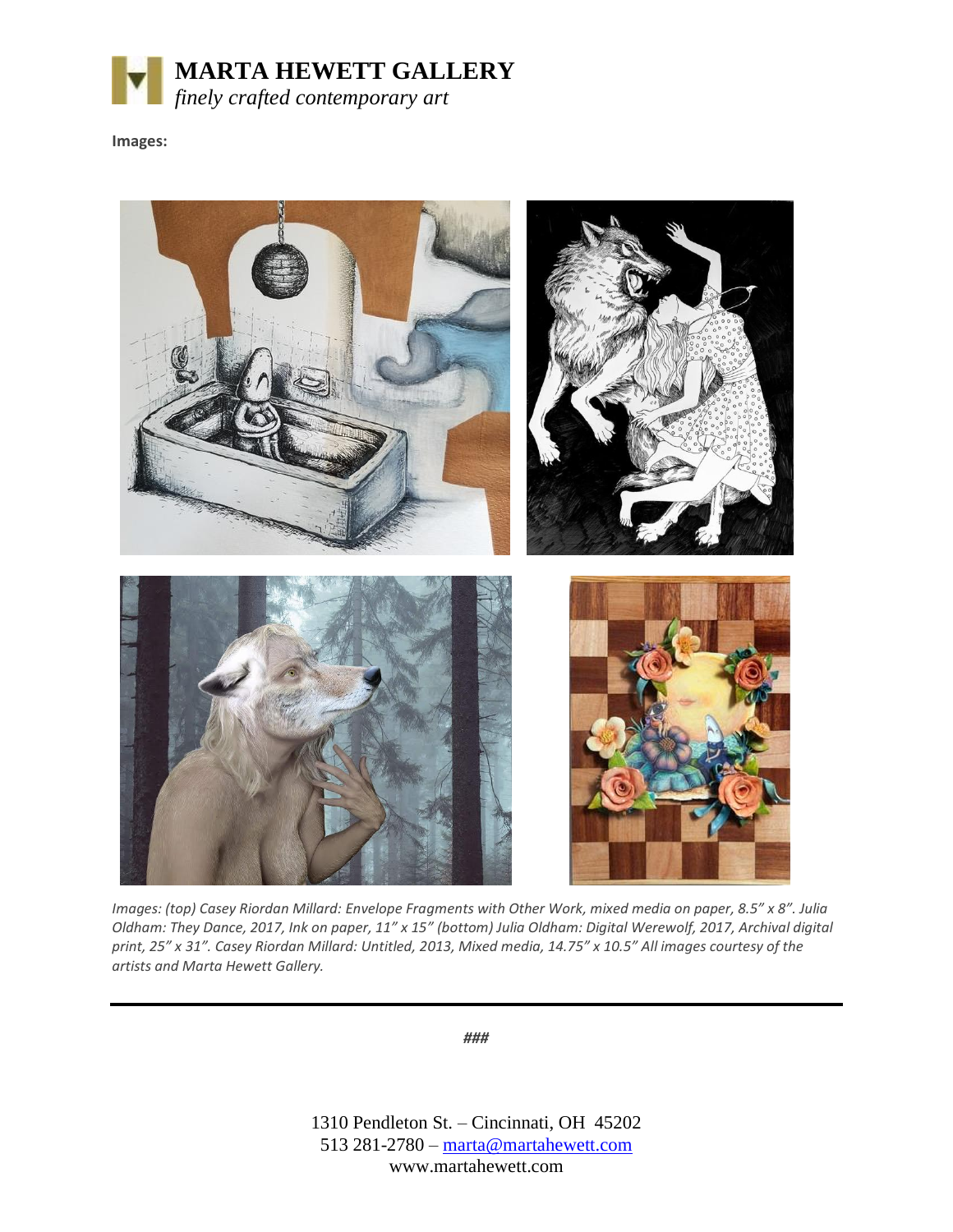**Images:**

*Images: (top) Casey Riordan Millard: Envelope Fragments with Other Work, mixed media on paper, 8.5" x 8". Julia Oldham: They Dance, 2017, Ink on paper, 11" x 15" (bottom) Julia Oldham: Digital Werewolf, 2017, Archival digital print, 25" x 31". Casey Riordan Millard: Untitled, 2013, Mixed media, 14.75" x 10.5" All images courtesy of the artists and Marta Hewett Gallery.*

---

***###***

1310 Pendleton St. – Cincinnati, OH 45202
513 281-2780 – marta@martahewett.com
www.martahewett.com